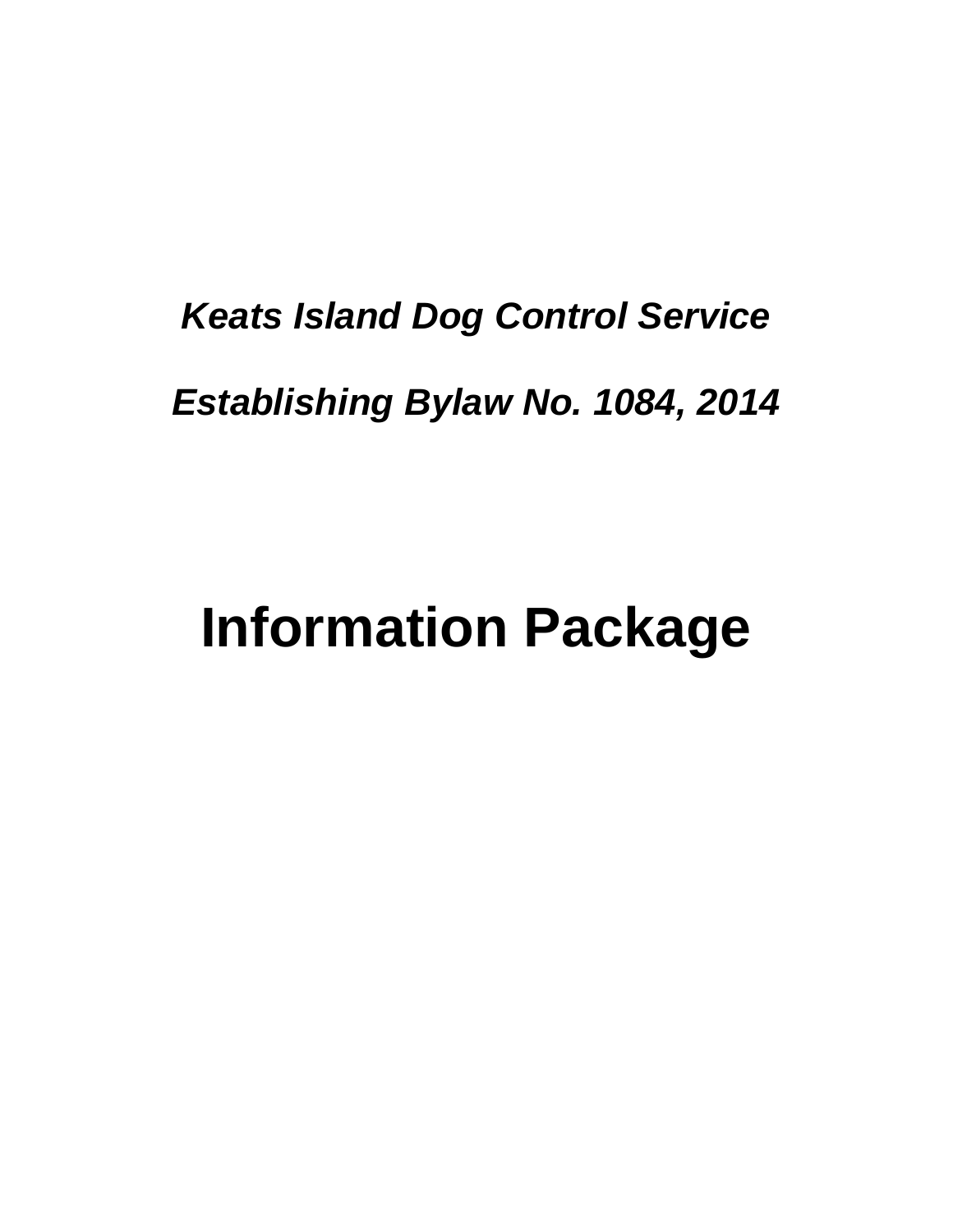***Keats Island Dog Control Service***

***Establishing Bylaw No. 1084, 2014***

# Information Package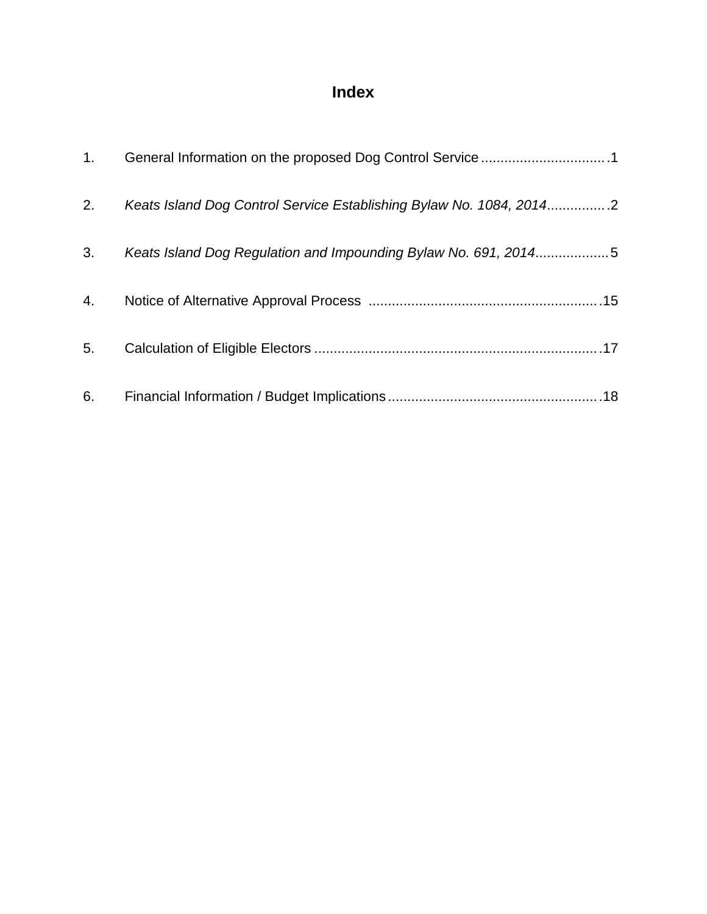# Index

1. General Information on the proposed Dog Control Service ................................1

2. *Keats Island Dog Control Service Establishing Bylaw No. 1084, 2014*...............2

3. *Keats Island Dog Regulation and Impounding Bylaw No. 691, 2014*..................5

4. Notice of Alternative Approval Process ..........................................................15

5. Calculation of Eligible Electors ........................................................................17

6. Financial Information / Budget Implications.....................................................18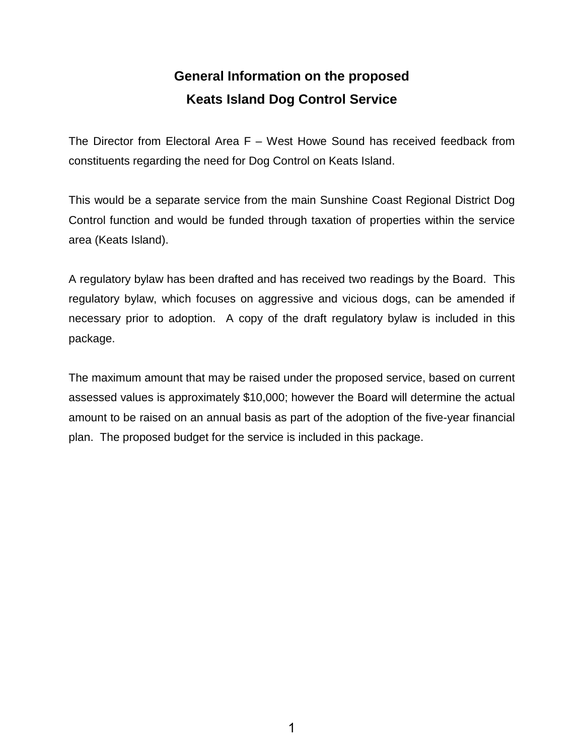# General Information on the proposed Keats Island Dog Control Service

The Director from Electoral Area F – West Howe Sound has received feedback from constituents regarding the need for Dog Control on Keats Island.

This would be a separate service from the main Sunshine Coast Regional District Dog Control function and would be funded through taxation of properties within the service area (Keats Island).

A regulatory bylaw has been drafted and has received two readings by the Board. This regulatory bylaw, which focuses on aggressive and vicious dogs, can be amended if necessary prior to adoption. A copy of the draft regulatory bylaw is included in this package.

The maximum amount that may be raised under the proposed service, based on current assessed values is approximately $10,000; however the Board will determine the actual amount to be raised on an annual basis as part of the adoption of the five-year financial plan. The proposed budget for the service is included in this package.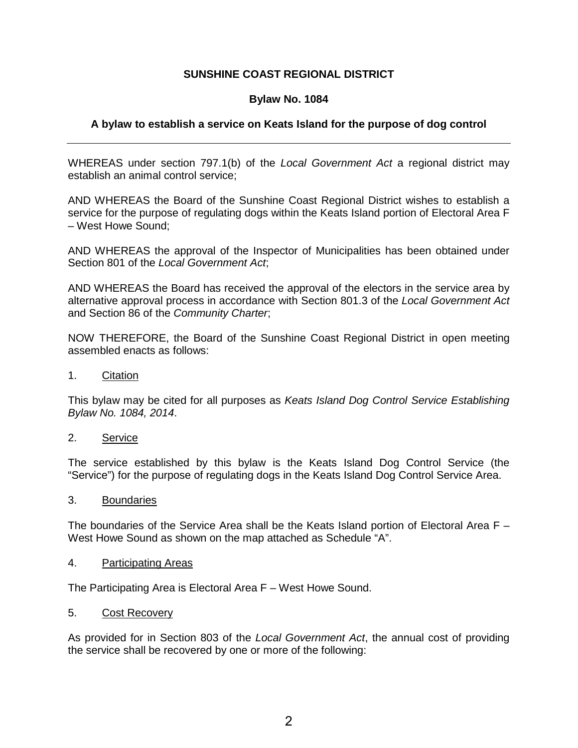**SUNSHINE COAST REGIONAL DISTRICT**

**Bylaw No. 1084**

**A bylaw to establish a service on Keats Island for the purpose of dog control**

---

WHEREAS under section 797.1(b) of the *Local Government Act* a regional district may establish an animal control service;

AND WHEREAS the Board of the Sunshine Coast Regional District wishes to establish a service for the purpose of regulating dogs within the Keats Island portion of Electoral Area F – West Howe Sound;

AND WHEREAS the approval of the Inspector of Municipalities has been obtained under Section 801 of the *Local Government Act*;

AND WHEREAS the Board has received the approval of the electors in the service area by alternative approval process in accordance with Section 801.3 of the *Local Government Act* and Section 86 of the *Community Charter*;

NOW THEREFORE, the Board of the Sunshine Coast Regional District in open meeting assembled enacts as follows:

1. <u>Citation</u>

This bylaw may be cited for all purposes as *Keats Island Dog Control Service Establishing Bylaw No. 1084, 2014*.

2. <u>Service</u>

The service established by this bylaw is the Keats Island Dog Control Service (the "Service") for the purpose of regulating dogs in the Keats Island Dog Control Service Area.

3. <u>Boundaries</u>

The boundaries of the Service Area shall be the Keats Island portion of Electoral Area F – West Howe Sound as shown on the map attached as Schedule "A".

4. <u>Participating Areas</u>

The Participating Area is Electoral Area F – West Howe Sound.

5. <u>Cost Recovery</u>

As provided for in Section 803 of the *Local Government Act*, the annual cost of providing the service shall be recovered by one or more of the following: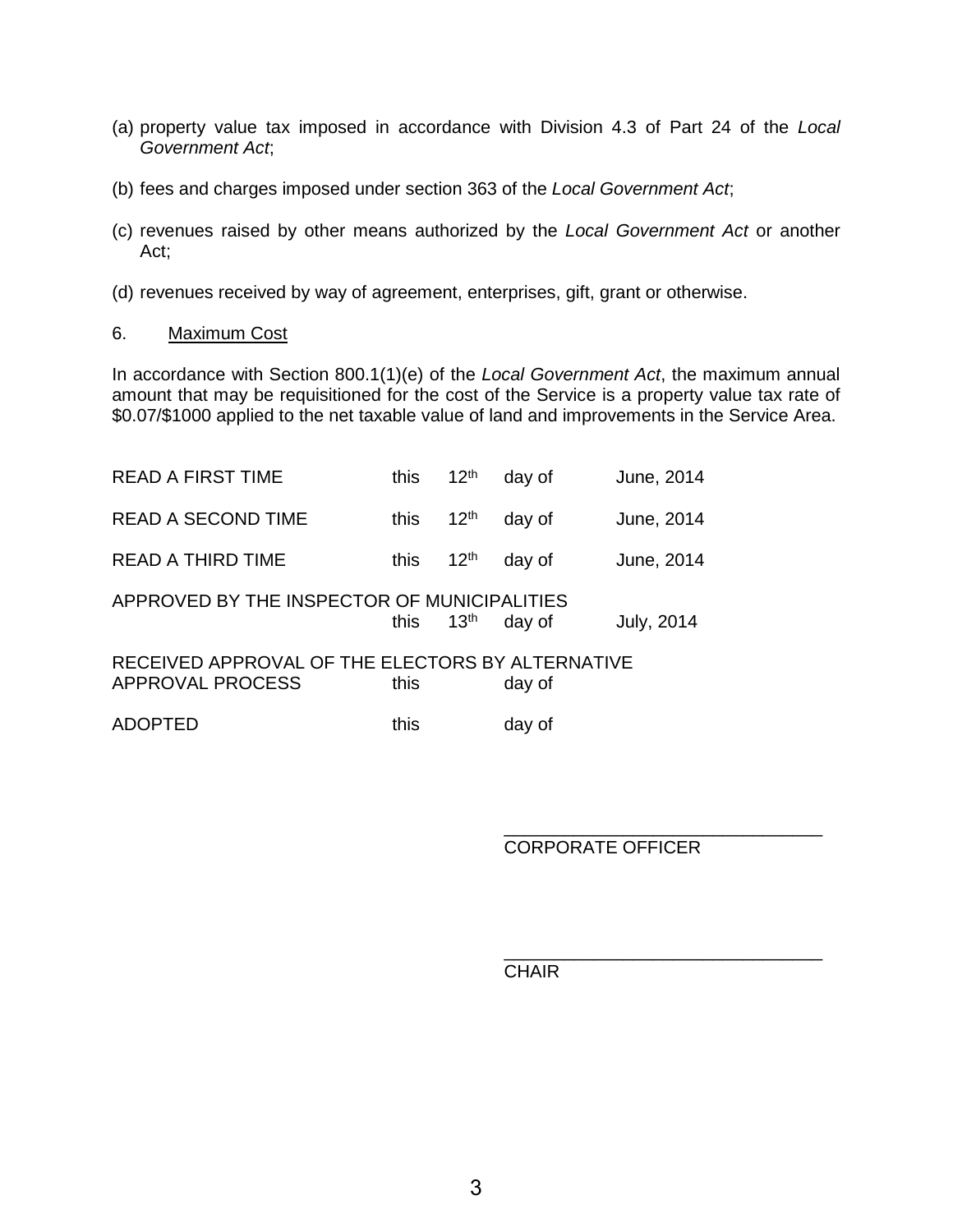(a) property value tax imposed in accordance with Division 4.3 of Part 24 of the *Local Government Act*;

(b) fees and charges imposed under section 363 of the *Local Government Act*;

(c) revenues raised by other means authorized by the *Local Government Act* or another Act;

(d) revenues received by way of agreement, enterprises, gift, grant or otherwise.

6. Maximum Cost

In accordance with Section 800.1(1)(e) of the *Local Government Act*, the maximum annual amount that may be requisitioned for the cost of the Service is a property value tax rate of $0.07/$1000 applied to the net taxable value of land and improvements in the Service Area.

READ A FIRST TIME this 12th day of June, 2014

READ A SECOND TIME this 12th day of June, 2014

READ A THIRD TIME this 12th day of June, 2014

APPROVED BY THE INSPECTOR OF MUNICIPALITIES this 13th day of July, 2014

RECEIVED APPROVAL OF THE ELECTORS BY ALTERNATIVE APPROVAL PROCESS this day of

ADOPTED this day of

_______________________________
CORPORATE OFFICER

_______________________________
CHAIR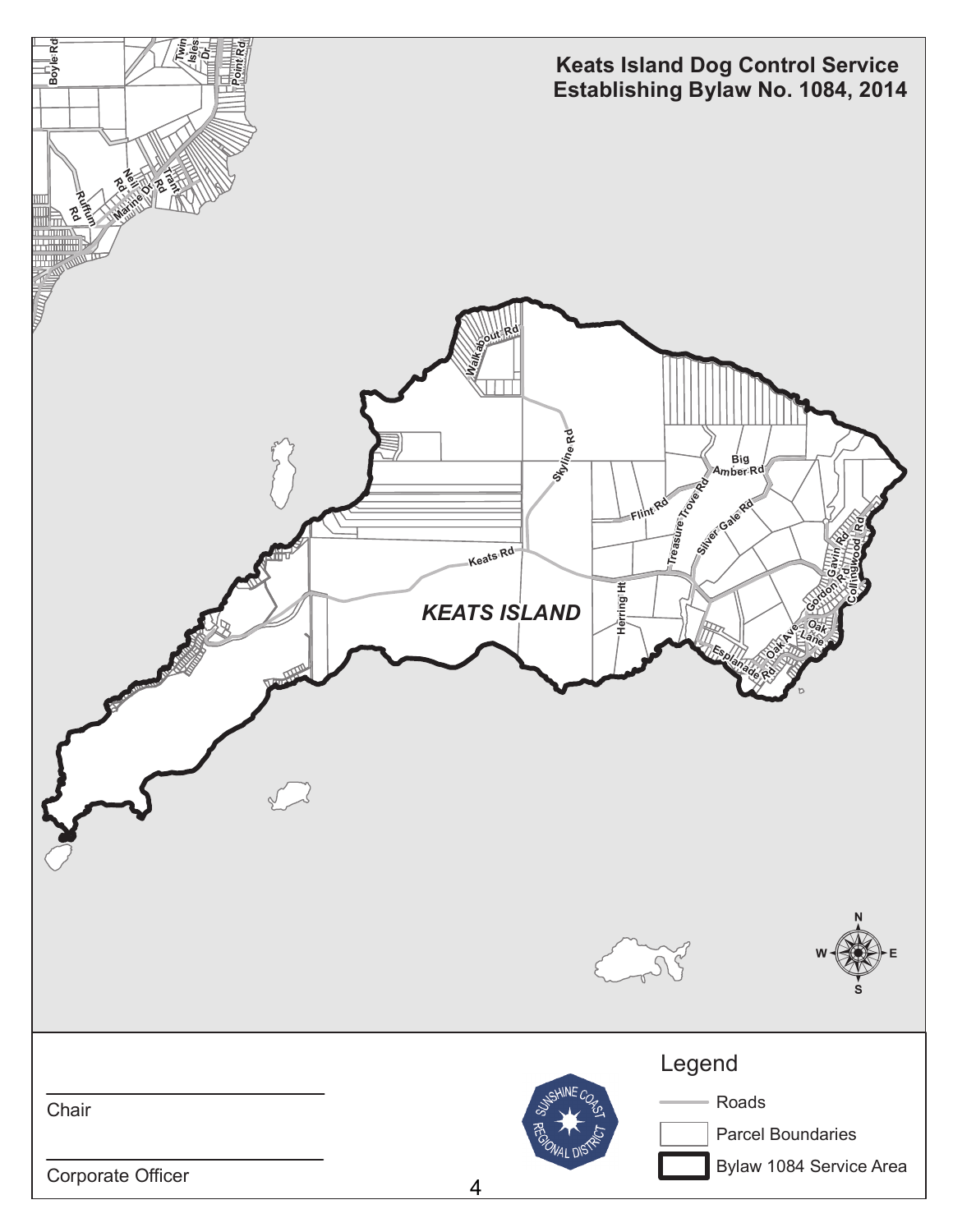# Keats Island Dog Control Service Establishing Bylaw No. 1084, 2014

Boyle Rd
Twin Isles Dr
Point Rd
Neil Rd
Trant Rd
Marine Dr
Ruffum Rd
Walkabout Rd
Skyline Rd
Big Amber Rd
Flint Rd
Treasure Trove Rd
Silver Gale Rd
Keats Rd
Herring Ht
Gavin Rd
Gordon Rd
Collingwood Rd
Oak Ave
Oak Lane
Esplanade Rd

*KEATS ISLAND*

N
W E
S

______________________
Chair

______________________
Corporate Officer

SUNSHINE COAST REGIONAL DISTRICT

Legend

- Roads
- Parcel Boundaries
- Bylaw 1084 Service Area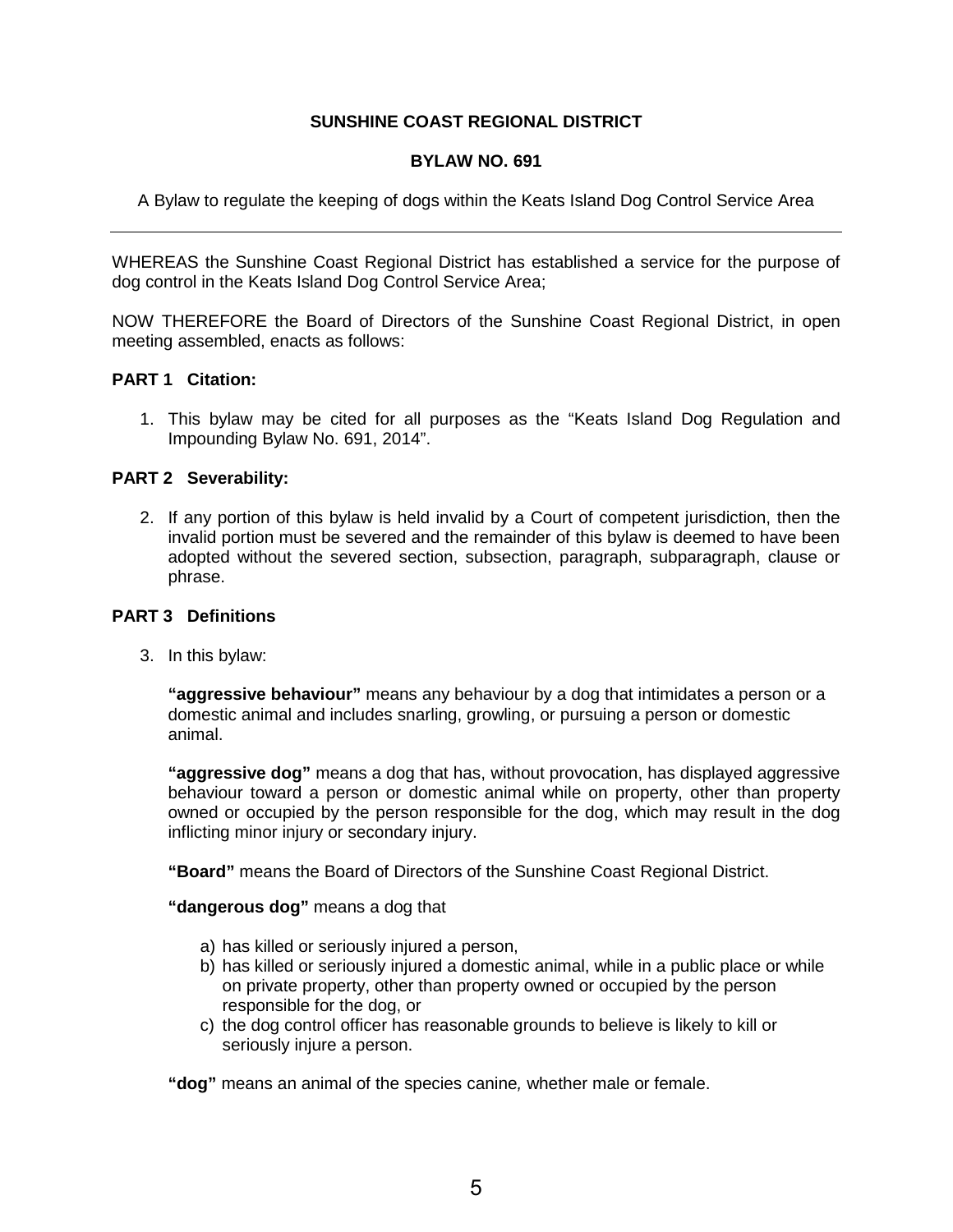**SUNSHINE COAST REGIONAL DISTRICT**

**BYLAW NO. 691**

A Bylaw to regulate the keeping of dogs within the Keats Island Dog Control Service Area

---

WHEREAS the Sunshine Coast Regional District has established a service for the purpose of dog control in the Keats Island Dog Control Service Area;

NOW THEREFORE the Board of Directors of the Sunshine Coast Regional District, in open meeting assembled, enacts as follows:

**PART 1 Citation:**

1. This bylaw may be cited for all purposes as the "Keats Island Dog Regulation and Impounding Bylaw No. 691, 2014".

**PART 2 Severability:**

2. If any portion of this bylaw is held invalid by a Court of competent jurisdiction, then the invalid portion must be severed and the remainder of this bylaw is deemed to have been adopted without the severed section, subsection, paragraph, subparagraph, clause or phrase.

**PART 3 Definitions**

3. In this bylaw:

   **"aggressive behaviour"** means any behaviour by a dog that intimidates a person or a domestic animal and includes snarling, growling, or pursuing a person or domestic animal.

   **"aggressive dog"** means a dog that has, without provocation, has displayed aggressive behaviour toward a person or domestic animal while on property, other than property owned or occupied by the person responsible for the dog, which may result in the dog inflicting minor injury or secondary injury.

   **"Board"** means the Board of Directors of the Sunshine Coast Regional District.

   **"dangerous dog"** means a dog that

   a) has killed or seriously injured a person,
   b) has killed or seriously injured a domestic animal, while in a public place or while on private property, other than property owned or occupied by the person responsible for the dog, or
   c) the dog control officer has reasonable grounds to believe is likely to kill or seriously injure a person.

   **"dog"** means an animal of the species canine*,* whether male or female.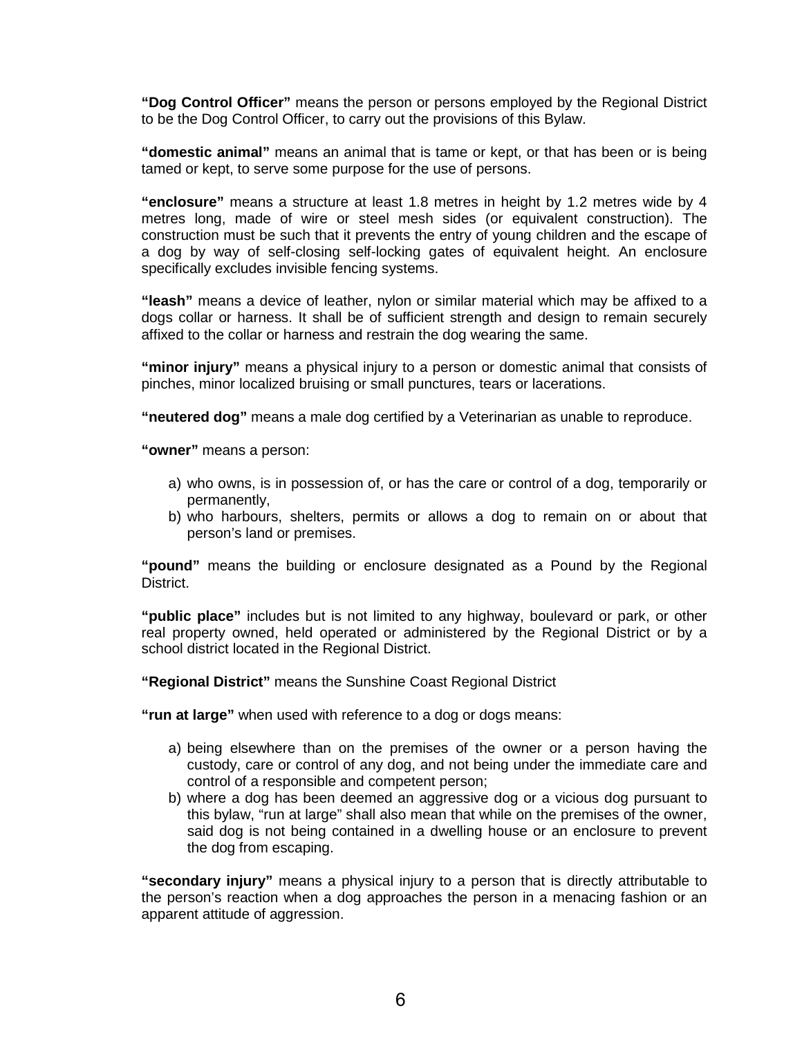**"Dog Control Officer"** means the person or persons employed by the Regional District to be the Dog Control Officer, to carry out the provisions of this Bylaw.

**"domestic animal"** means an animal that is tame or kept, or that has been or is being tamed or kept, to serve some purpose for the use of persons.

**"enclosure"** means a structure at least 1.8 metres in height by 1.2 metres wide by 4 metres long, made of wire or steel mesh sides (or equivalent construction). The construction must be such that it prevents the entry of young children and the escape of a dog by way of self-closing self-locking gates of equivalent height. An enclosure specifically excludes invisible fencing systems.

**"leash"** means a device of leather, nylon or similar material which may be affixed to a dogs collar or harness. It shall be of sufficient strength and design to remain securely affixed to the collar or harness and restrain the dog wearing the same.

**"minor injury"** means a physical injury to a person or domestic animal that consists of pinches, minor localized bruising or small punctures, tears or lacerations.

**"neutered dog"** means a male dog certified by a Veterinarian as unable to reproduce.

**"owner"** means a person:

a) who owns, is in possession of, or has the care or control of a dog, temporarily or permanently,
b) who harbours, shelters, permits or allows a dog to remain on or about that person's land or premises.

**"pound"** means the building or enclosure designated as a Pound by the Regional District.

**"public place"** includes but is not limited to any highway, boulevard or park, or other real property owned, held operated or administered by the Regional District or by a school district located in the Regional District.

**"Regional District"** means the Sunshine Coast Regional District

**"run at large"** when used with reference to a dog or dogs means:

a) being elsewhere than on the premises of the owner or a person having the custody, care or control of any dog, and not being under the immediate care and control of a responsible and competent person;
b) where a dog has been deemed an aggressive dog or a vicious dog pursuant to this bylaw, "run at large" shall also mean that while on the premises of the owner, said dog is not being contained in a dwelling house or an enclosure to prevent the dog from escaping.

**"secondary injury"** means a physical injury to a person that is directly attributable to the person's reaction when a dog approaches the person in a menacing fashion or an apparent attitude of aggression.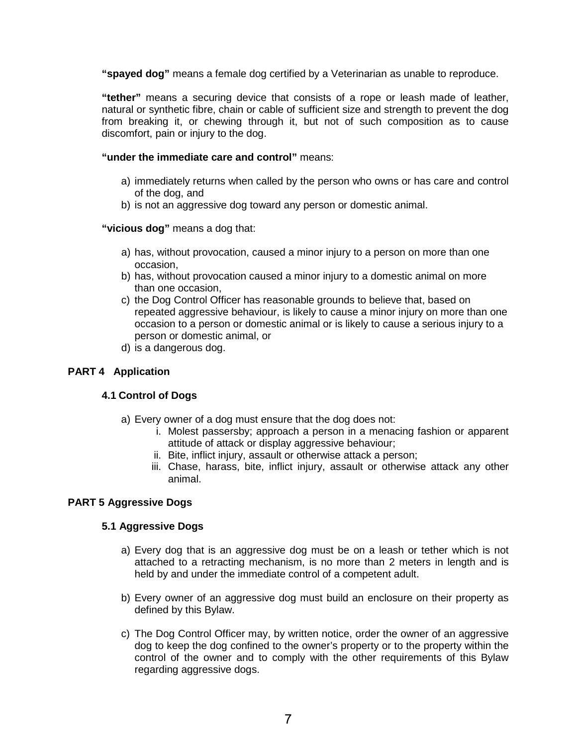**"spayed dog"** means a female dog certified by a Veterinarian as unable to reproduce.

**"tether"** means a securing device that consists of a rope or leash made of leather, natural or synthetic fibre, chain or cable of sufficient size and strength to prevent the dog from breaking it, or chewing through it, but not of such composition as to cause discomfort, pain or injury to the dog.

**"under the immediate care and control"** means:

a) immediately returns when called by the person who owns or has care and control of the dog, and
b) is not an aggressive dog toward any person or domestic animal.

**"vicious dog"** means a dog that:

a) has, without provocation, caused a minor injury to a person on more than one occasion,
b) has, without provocation caused a minor injury to a domestic animal on more than one occasion,
c) the Dog Control Officer has reasonable grounds to believe that, based on repeated aggressive behaviour, is likely to cause a minor injury on more than one occasion to a person or domestic animal or is likely to cause a serious injury to a person or domestic animal, or
d) is a dangerous dog.

## PART 4 Application

### 4.1 Control of Dogs

a) Every owner of a dog must ensure that the dog does not:
    i. Molest passersby; approach a person in a menacing fashion or apparent attitude of attack or display aggressive behaviour;
    ii. Bite, inflict injury, assault or otherwise attack a person;
    iii. Chase, harass, bite, inflict injury, assault or otherwise attack any other animal.

## PART 5 Aggressive Dogs

### 5.1 Aggressive Dogs

a) Every dog that is an aggressive dog must be on a leash or tether which is not attached to a retracting mechanism, is no more than 2 meters in length and is held by and under the immediate control of a competent adult.

b) Every owner of an aggressive dog must build an enclosure on their property as defined by this Bylaw.

c) The Dog Control Officer may, by written notice, order the owner of an aggressive dog to keep the dog confined to the owner's property or to the property within the control of the owner and to comply with the other requirements of this Bylaw regarding aggressive dogs.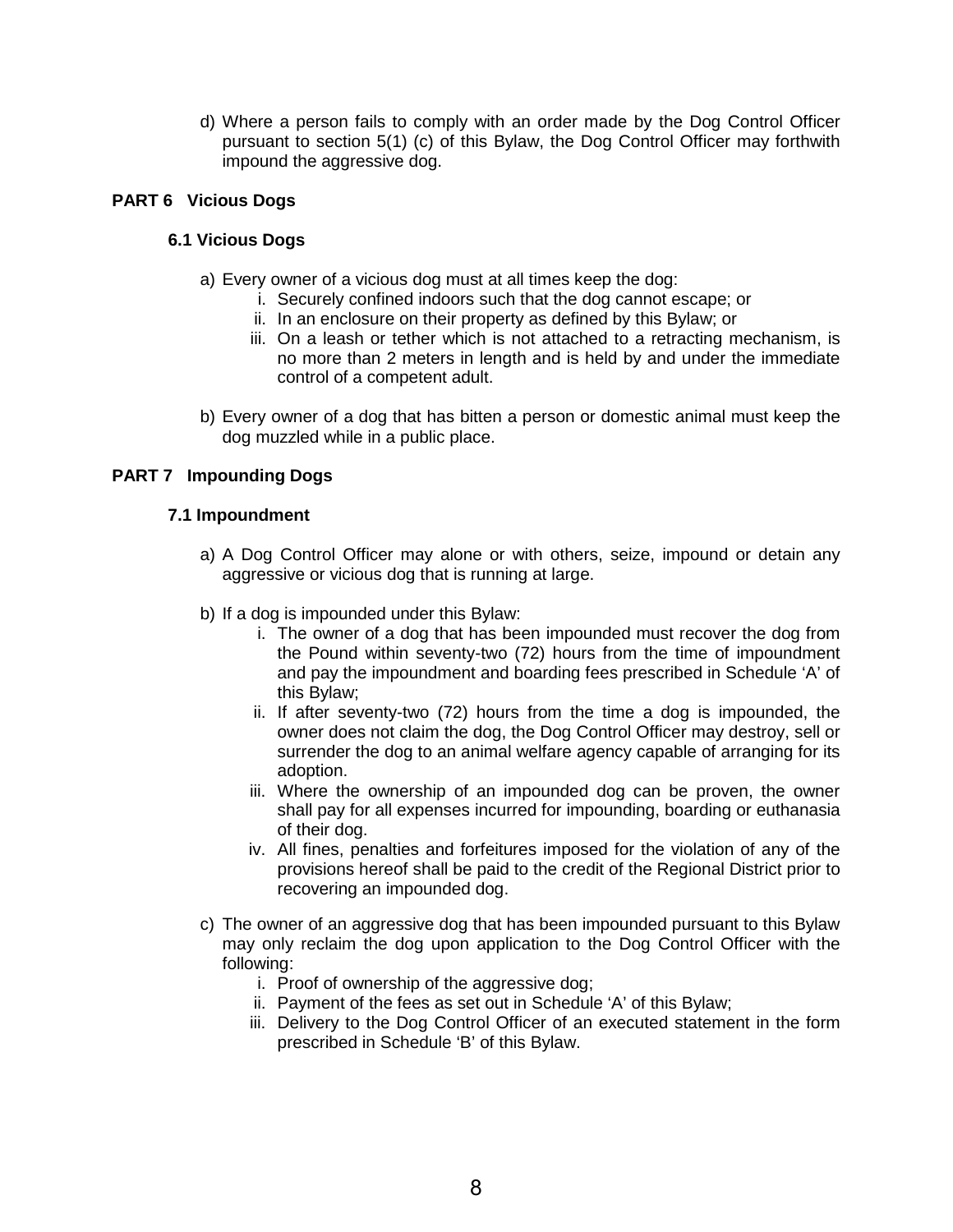d) Where a person fails to comply with an order made by the Dog Control Officer pursuant to section 5(1) (c) of this Bylaw, the Dog Control Officer may forthwith impound the aggressive dog.

## PART 6 Vicious Dogs

### 6.1 Vicious Dogs

a) Every owner of a vicious dog must at all times keep the dog:
   i. Securely confined indoors such that the dog cannot escape; or
   ii. In an enclosure on their property as defined by this Bylaw; or
   iii. On a leash or tether which is not attached to a retracting mechanism, is no more than 2 meters in length and is held by and under the immediate control of a competent adult.

b) Every owner of a dog that has bitten a person or domestic animal must keep the dog muzzled while in a public place.

## PART 7 Impounding Dogs

### 7.1 Impoundment

a) A Dog Control Officer may alone or with others, seize, impound or detain any aggressive or vicious dog that is running at large.

b) If a dog is impounded under this Bylaw:
   i. The owner of a dog that has been impounded must recover the dog from the Pound within seventy-two (72) hours from the time of impoundment and pay the impoundment and boarding fees prescribed in Schedule 'A' of this Bylaw;
   ii. If after seventy-two (72) hours from the time a dog is impounded, the owner does not claim the dog, the Dog Control Officer may destroy, sell or surrender the dog to an animal welfare agency capable of arranging for its adoption.
   iii. Where the ownership of an impounded dog can be proven, the owner shall pay for all expenses incurred for impounding, boarding or euthanasia of their dog.
   iv. All fines, penalties and forfeitures imposed for the violation of any of the provisions hereof shall be paid to the credit of the Regional District prior to recovering an impounded dog.

c) The owner of an aggressive dog that has been impounded pursuant to this Bylaw may only reclaim the dog upon application to the Dog Control Officer with the following:
   i. Proof of ownership of the aggressive dog;
   ii. Payment of the fees as set out in Schedule 'A' of this Bylaw;
   iii. Delivery to the Dog Control Officer of an executed statement in the form prescribed in Schedule 'B' of this Bylaw.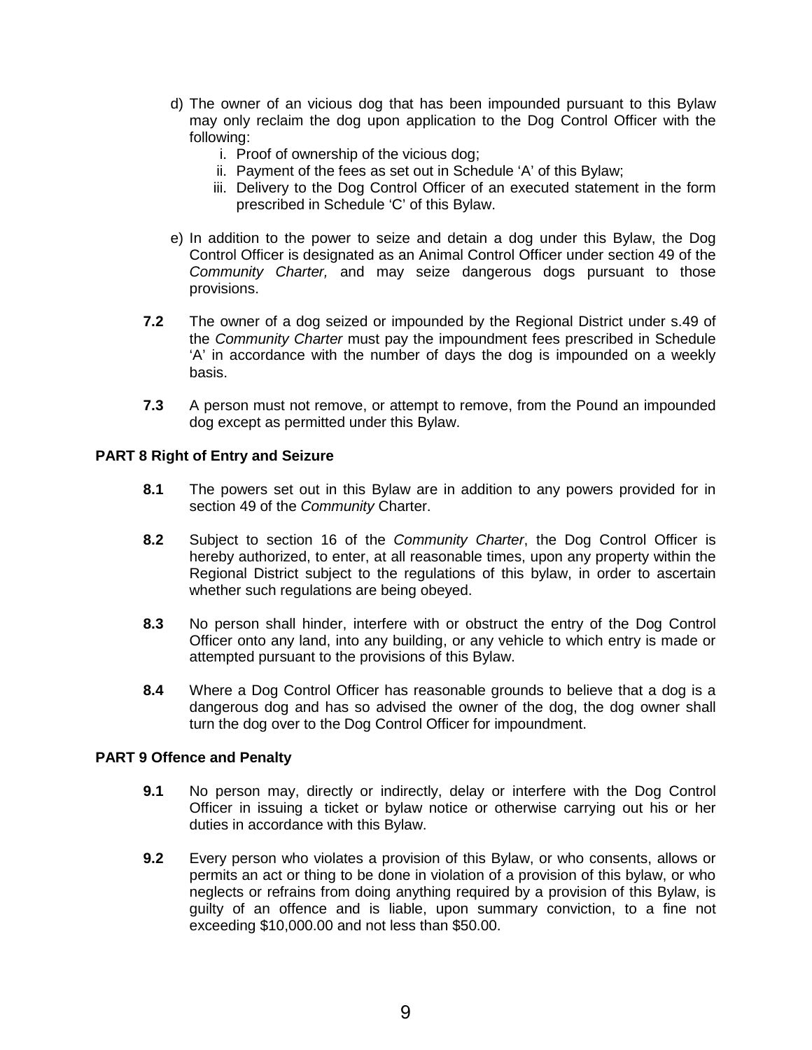d) The owner of an vicious dog that has been impounded pursuant to this Bylaw may only reclaim the dog upon application to the Dog Control Officer with the following:
    i. Proof of ownership of the vicious dog;
    ii. Payment of the fees as set out in Schedule 'A' of this Bylaw;
    iii. Delivery to the Dog Control Officer of an executed statement in the form prescribed in Schedule 'C' of this Bylaw.

e) In addition to the power to seize and detain a dog under this Bylaw, the Dog Control Officer is designated as an Animal Control Officer under section 49 of the *Community Charter,* and may seize dangerous dogs pursuant to those provisions.

**7.2** The owner of a dog seized or impounded by the Regional District under s.49 of the *Community Charter* must pay the impoundment fees prescribed in Schedule 'A' in accordance with the number of days the dog is impounded on a weekly basis.

**7.3** A person must not remove, or attempt to remove, from the Pound an impounded dog except as permitted under this Bylaw.

### PART 8 Right of Entry and Seizure

**8.1** The powers set out in this Bylaw are in addition to any powers provided for in section 49 of the *Community* Charter.

**8.2** Subject to section 16 of the *Community Charter*, the Dog Control Officer is hereby authorized, to enter, at all reasonable times, upon any property within the Regional District subject to the regulations of this bylaw, in order to ascertain whether such regulations are being obeyed.

**8.3** No person shall hinder, interfere with or obstruct the entry of the Dog Control Officer onto any land, into any building, or any vehicle to which entry is made or attempted pursuant to the provisions of this Bylaw.

**8.4** Where a Dog Control Officer has reasonable grounds to believe that a dog is a dangerous dog and has so advised the owner of the dog, the dog owner shall turn the dog over to the Dog Control Officer for impoundment.

### PART 9 Offence and Penalty

**9.1** No person may, directly or indirectly, delay or interfere with the Dog Control Officer in issuing a ticket or bylaw notice or otherwise carrying out his or her duties in accordance with this Bylaw.

**9.2** Every person who violates a provision of this Bylaw, or who consents, allows or permits an act or thing to be done in violation of a provision of this bylaw, or who neglects or refrains from doing anything required by a provision of this Bylaw, is guilty of an offence and is liable, upon summary conviction, to a fine not exceeding $10,000.00 and not less than $50.00.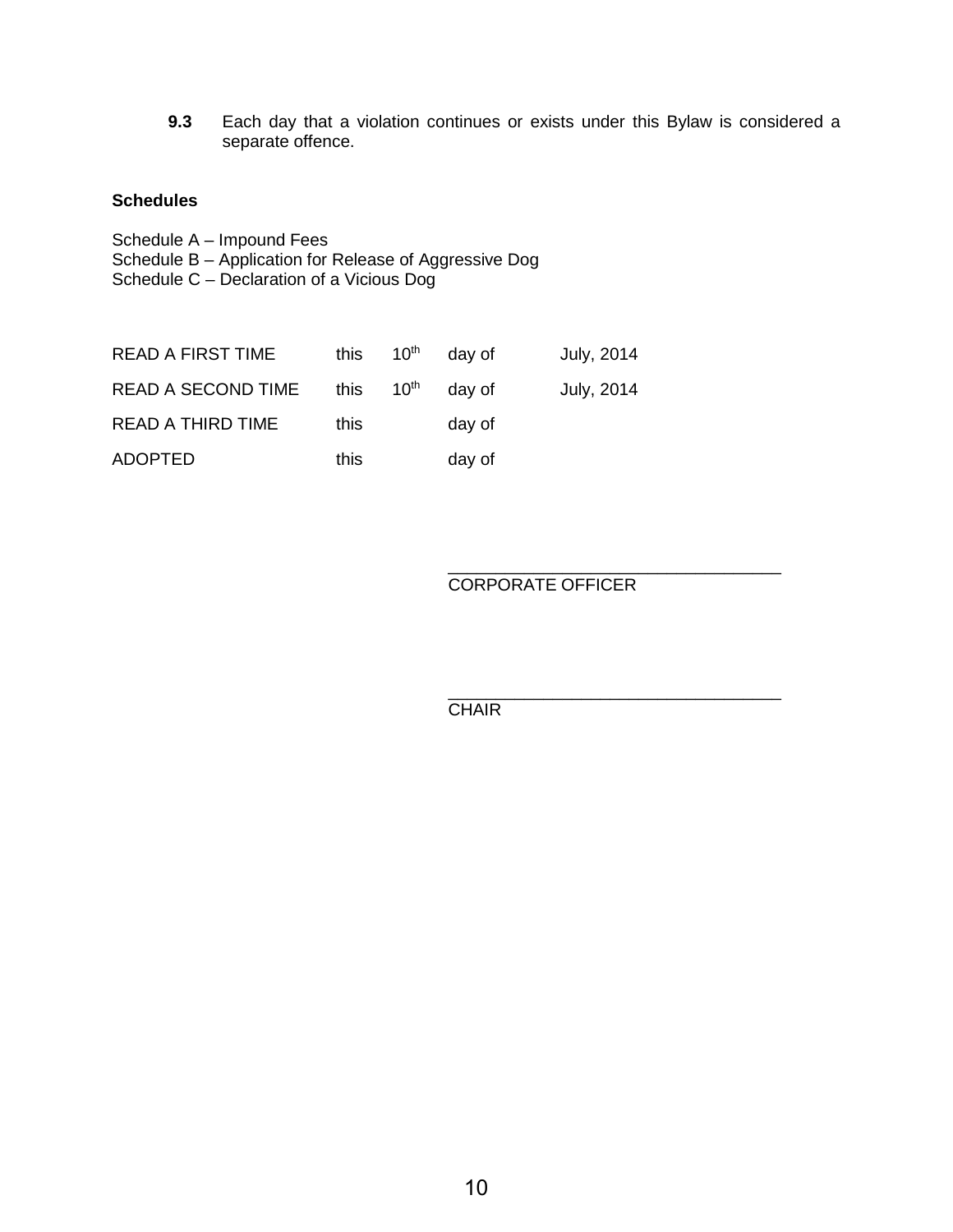**9.3** Each day that a violation continues or exists under this Bylaw is considered a separate offence.

**Schedules**

Schedule A – Impound Fees
Schedule B – Application for Release of Aggressive Dog
Schedule C – Declaration of a Vicious Dog

| | | | | |
|---|---|---|---|---|
| READ A FIRST TIME | this | $10^{th}$ | day of | July, 2014 |
| READ A SECOND TIME | this | $10^{th}$ | day of | July, 2014 |
| READ A THIRD TIME | this | | day of | |
| ADOPTED | this | | day of | |

\_\_\_\_\_\_\_\_\_\_\_\_\_\_\_\_\_\_\_\_\_\_\_\_\_\_\_\_\_\_\_\_\_\_
CORPORATE OFFICER

\_\_\_\_\_\_\_\_\_\_\_\_\_\_\_\_\_\_\_\_\_\_\_\_\_\_\_\_\_\_\_\_\_\_
CHAIR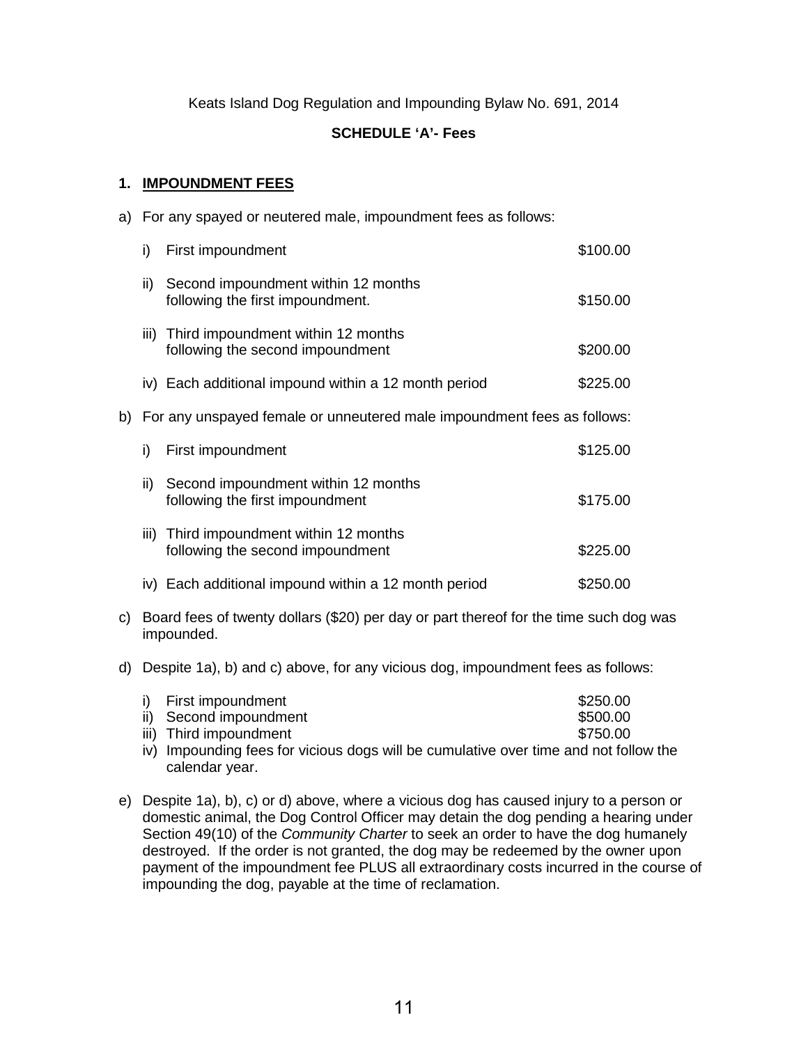Keats Island Dog Regulation and Impounding Bylaw No. 691, 2014

**SCHEDULE 'A'- Fees**

## 1. IMPOUNDMENT FEES

a) For any spayed or neutered male, impoundment fees as follows:

| | | |
|---|---|---|
| i) | First impoundment | $100.00 |
| ii) | Second impoundment within 12 months following the first impoundment. | $150.00 |
| iii) | Third impoundment within 12 months following the second impoundment | $200.00 |
| iv) | Each additional impound within a 12 month period | $225.00 |

b) For any unspayed female or unneutered male impoundment fees as follows:

| | | |
|---|---|---|
| i) | First impoundment | $125.00 |
| ii) | Second impoundment within 12 months following the first impoundment | $175.00 |
| iii) | Third impoundment within 12 months following the second impoundment | $225.00 |
| iv) | Each additional impound within a 12 month period | $250.00 |

c) Board fees of twenty dollars ($20) per day or part thereof for the time such dog was impounded.

d) Despite 1a), b) and c) above, for any vicious dog, impoundment fees as follows:

| | | |
|---|---|---|
| i) | First impoundment | $250.00 |
| ii) | Second impoundment | $500.00 |
| iii) | Third impoundment | $750.00 |

iv) Impounding fees for vicious dogs will be cumulative over time and not follow the calendar year.

e) Despite 1a), b), c) or d) above, where a vicious dog has caused injury to a person or domestic animal, the Dog Control Officer may detain the dog pending a hearing under Section 49(10) of the *Community Charter* to seek an order to have the dog humanely destroyed. If the order is not granted, the dog may be redeemed by the owner upon payment of the impoundment fee PLUS all extraordinary costs incurred in the course of impounding the dog, payable at the time of reclamation.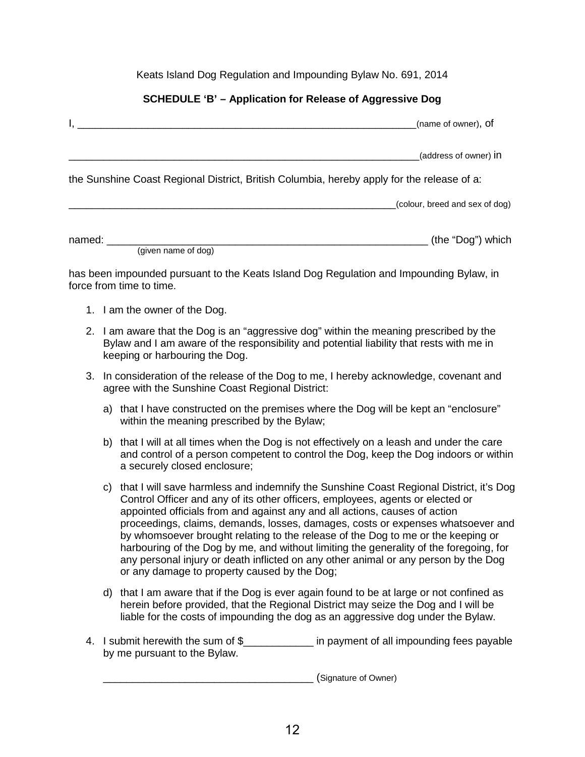Keats Island Dog Regulation and Impounding Bylaw No. 691, 2014

**SCHEDULE 'B' – Application for Release of Aggressive Dog**

I, ____________________________________________________________(name of owner), of

________________________________________________________________(address of owner) in

the Sunshine Coast Regional District, British Columbia, hereby apply for the release of a:

____________________________________________________________(colour, breed and sex of dog)

named: _______________________________________________________ (the "Dog") which
(given name of dog)

has been impounded pursuant to the Keats Island Dog Regulation and Impounding Bylaw, in force from time to time.

1. I am the owner of the Dog.
2. I am aware that the Dog is an "aggressive dog" within the meaning prescribed by the Bylaw and I am aware of the responsibility and potential liability that rests with me in keeping or harbouring the Dog.
3. In consideration of the release of the Dog to me, I hereby acknowledge, covenant and agree with the Sunshine Coast Regional District:
   a) that I have constructed on the premises where the Dog will be kept an "enclosure" within the meaning prescribed by the Bylaw;
   b) that I will at all times when the Dog is not effectively on a leash and under the care and control of a person competent to control the Dog, keep the Dog indoors or within a securely closed enclosure;
   c) that I will save harmless and indemnify the Sunshine Coast Regional District, it's Dog Control Officer and any of its other officers, employees, agents or elected or appointed officials from and against any and all actions, causes of action proceedings, claims, demands, losses, damages, costs or expenses whatsoever and by whomsoever brought relating to the release of the Dog to me or the keeping or harbouring of the Dog by me, and without limiting the generality of the foregoing, for any personal injury or death inflicted on any other animal or any person by the Dog or any damage to property caused by the Dog;
   d) that I am aware that if the Dog is ever again found to be at large or not confined as herein before provided, that the Regional District may seize the Dog and I will be liable for the costs of impounding the dog as an aggressive dog under the Bylaw.
4. I submit herewith the sum of $____________ in payment of all impounding fees payable by me pursuant to the Bylaw.

____________________________________ (Signature of Owner)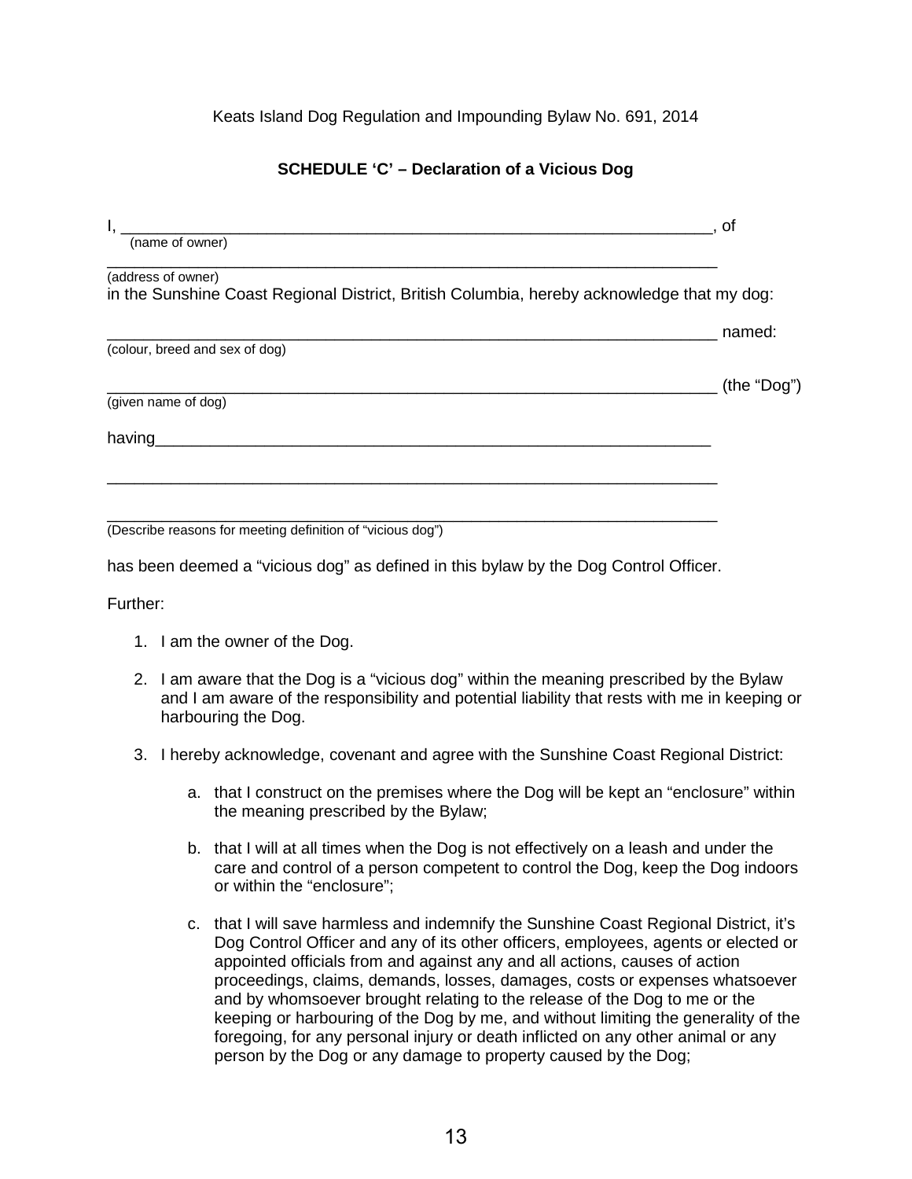Keats Island Dog Regulation and Impounding Bylaw No. 691, 2014

**SCHEDULE 'C' – Declaration of a Vicious Dog**

I, ________________________________________________________________, of
(name of owner)

________________________________________________________________
(address of owner)

in the Sunshine Coast Regional District, British Columbia, hereby acknowledge that my dog:

________________________________________________________________ named:
(colour, breed and sex of dog)

________________________________________________________________ (the "Dog")
(given name of dog)

having________________________________________________________________

________________________________________________________________

________________________________________________________________
(Describe reasons for meeting definition of "vicious dog")

has been deemed a "vicious dog" as defined in this bylaw by the Dog Control Officer.

Further:

1. I am the owner of the Dog.
2. I am aware that the Dog is a "vicious dog" within the meaning prescribed by the Bylaw and I am aware of the responsibility and potential liability that rests with me in keeping or harbouring the Dog.
3. I hereby acknowledge, covenant and agree with the Sunshine Coast Regional District:
   a. that I construct on the premises where the Dog will be kept an "enclosure" within the meaning prescribed by the Bylaw;
   b. that I will at all times when the Dog is not effectively on a leash and under the care and control of a person competent to control the Dog, keep the Dog indoors or within the "enclosure";
   c. that I will save harmless and indemnify the Sunshine Coast Regional District, it's Dog Control Officer and any of its other officers, employees, agents or elected or appointed officials from and against any and all actions, causes of action proceedings, claims, demands, losses, damages, costs or expenses whatsoever and by whomsoever brought relating to the release of the Dog to me or the keeping or harbouring of the Dog by me, and without limiting the generality of the foregoing, for any personal injury or death inflicted on any other animal or any person by the Dog or any damage to property caused by the Dog;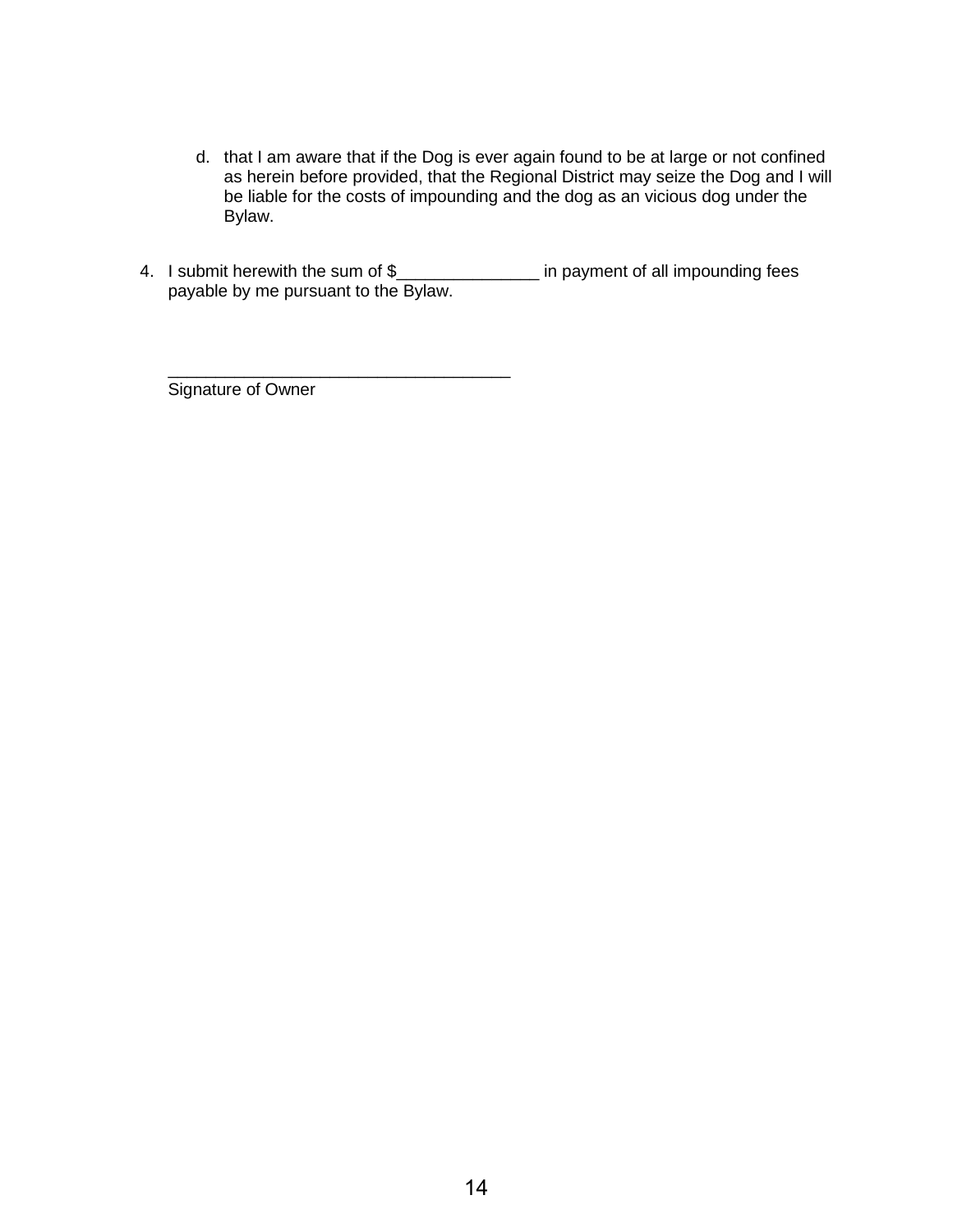d. that I am aware that if the Dog is ever again found to be at large or not confined as herein before provided, that the Regional District may seize the Dog and I will be liable for the costs of impounding and the dog as an vicious dog under the Bylaw.

4. I submit herewith the sum of $_______________ in payment of all impounding fees payable by me pursuant to the Bylaw.

_____________________________________
Signature of Owner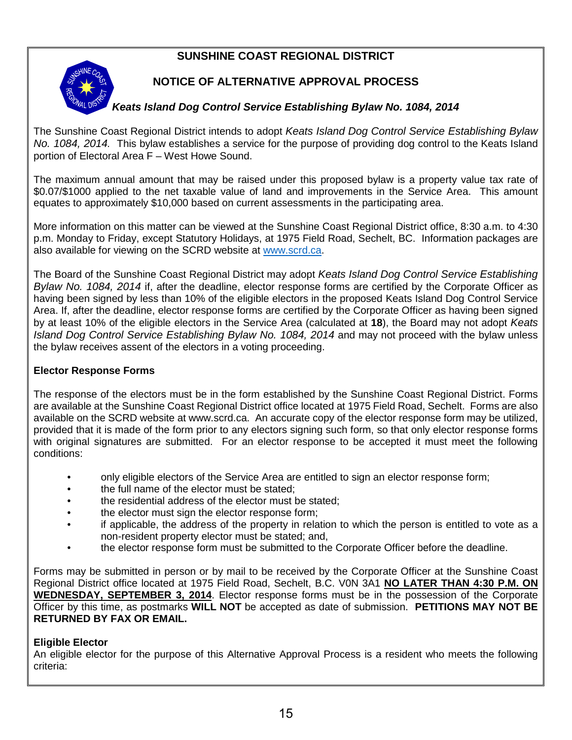# SUNSHINE COAST REGIONAL DISTRICT

## NOTICE OF ALTERNATIVE APPROVAL PROCESS

### *Keats Island Dog Control Service Establishing Bylaw No. 1084, 2014*

The Sunshine Coast Regional District intends to adopt *Keats Island Dog Control Service Establishing Bylaw No. 1084, 2014.* This bylaw establishes a service for the purpose of providing dog control to the Keats Island portion of Electoral Area F – West Howe Sound.

The maximum annual amount that may be raised under this proposed bylaw is a property value tax rate of \$0.07/\$1000 applied to the net taxable value of land and improvements in the Service Area. This amount equates to approximately \$10,000 based on current assessments in the participating area.

More information on this matter can be viewed at the Sunshine Coast Regional District office, 8:30 a.m. to 4:30 p.m. Monday to Friday, except Statutory Holidays, at 1975 Field Road, Sechelt, BC. Information packages are also available for viewing on the SCRD website at www.scrd.ca.

The Board of the Sunshine Coast Regional District may adopt *Keats Island Dog Control Service Establishing Bylaw No. 1084, 2014* if, after the deadline, elector response forms are certified by the Corporate Officer as having been signed by less than 10% of the eligible electors in the proposed Keats Island Dog Control Service Area. If, after the deadline, elector response forms are certified by the Corporate Officer as having been signed by at least 10% of the eligible electors in the Service Area (calculated at **18**), the Board may not adopt *Keats Island Dog Control Service Establishing Bylaw No. 1084, 2014* and may not proceed with the bylaw unless the bylaw receives assent of the electors in a voting proceeding.

**Elector Response Forms**

The response of the electors must be in the form established by the Sunshine Coast Regional District. Forms are available at the Sunshine Coast Regional District office located at 1975 Field Road, Sechelt. Forms are also available on the SCRD website at www.scrd.ca. An accurate copy of the elector response form may be utilized, provided that it is made of the form prior to any electors signing such form, so that only elector response forms with original signatures are submitted. For an elector response to be accepted it must meet the following conditions:

- only eligible electors of the Service Area are entitled to sign an elector response form;
- the full name of the elector must be stated;
- the residential address of the elector must be stated;
- the elector must sign the elector response form;
- if applicable, the address of the property in relation to which the person is entitled to vote as a non-resident property elector must be stated; and,
- the elector response form must be submitted to the Corporate Officer before the deadline.

Forms may be submitted in person or by mail to be received by the Corporate Officer at the Sunshine Coast Regional District office located at 1975 Field Road, Sechelt, B.C. V0N 3A1 **NO LATER THAN 4:30 P.M. ON WEDNESDAY, SEPTEMBER 3, 2014**. Elector response forms must be in the possession of the Corporate Officer by this time, as postmarks **WILL NOT** be accepted as date of submission. **PETITIONS MAY NOT BE RETURNED BY FAX OR EMAIL.**

**Eligible Elector**

An eligible elector for the purpose of this Alternative Approval Process is a resident who meets the following criteria: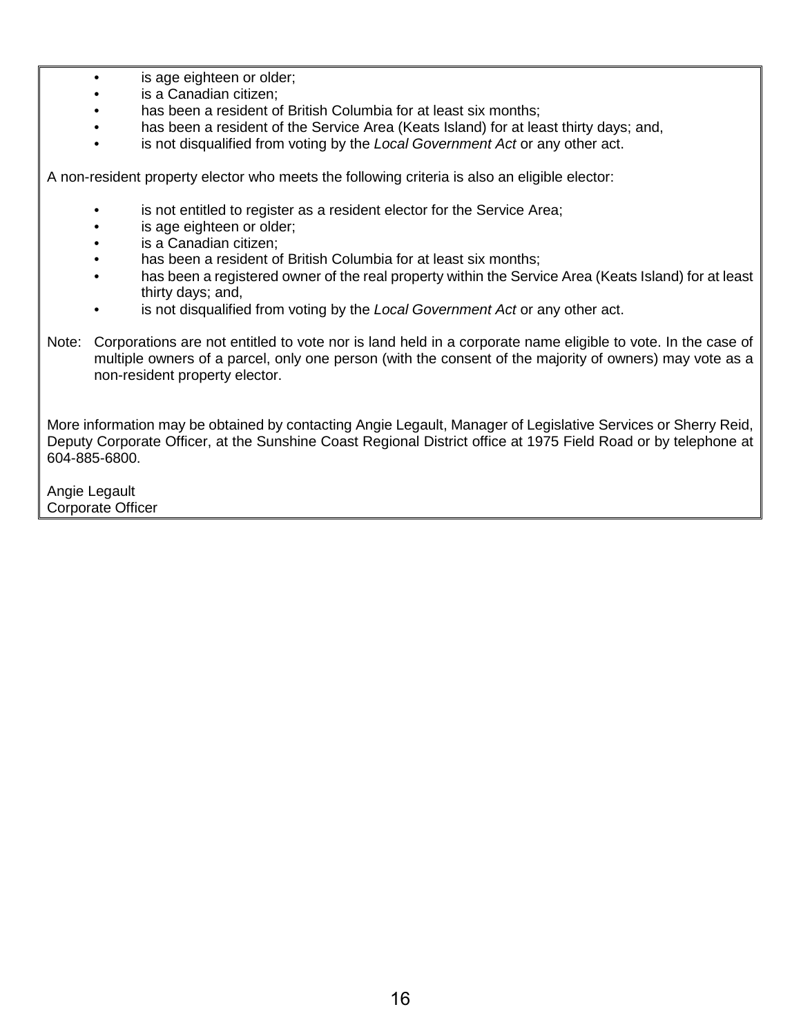- is age eighteen or older;
- is a Canadian citizen;
- has been a resident of British Columbia for at least six months;
- has been a resident of the Service Area (Keats Island) for at least thirty days; and,
- is not disqualified from voting by the *Local Government Act* or any other act.

A non-resident property elector who meets the following criteria is also an eligible elector:

- is not entitled to register as a resident elector for the Service Area;
- is age eighteen or older;
- is a Canadian citizen;
- has been a resident of British Columbia for at least six months;
- has been a registered owner of the real property within the Service Area (Keats Island) for at least thirty days; and,
- is not disqualified from voting by the *Local Government Act* or any other act.

Note: Corporations are not entitled to vote nor is land held in a corporate name eligible to vote. In the case of multiple owners of a parcel, only one person (with the consent of the majority of owners) may vote as a non-resident property elector.

More information may be obtained by contacting Angie Legault, Manager of Legislative Services or Sherry Reid, Deputy Corporate Officer, at the Sunshine Coast Regional District office at 1975 Field Road or by telephone at 604-885-6800.

Angie Legault
Corporate Officer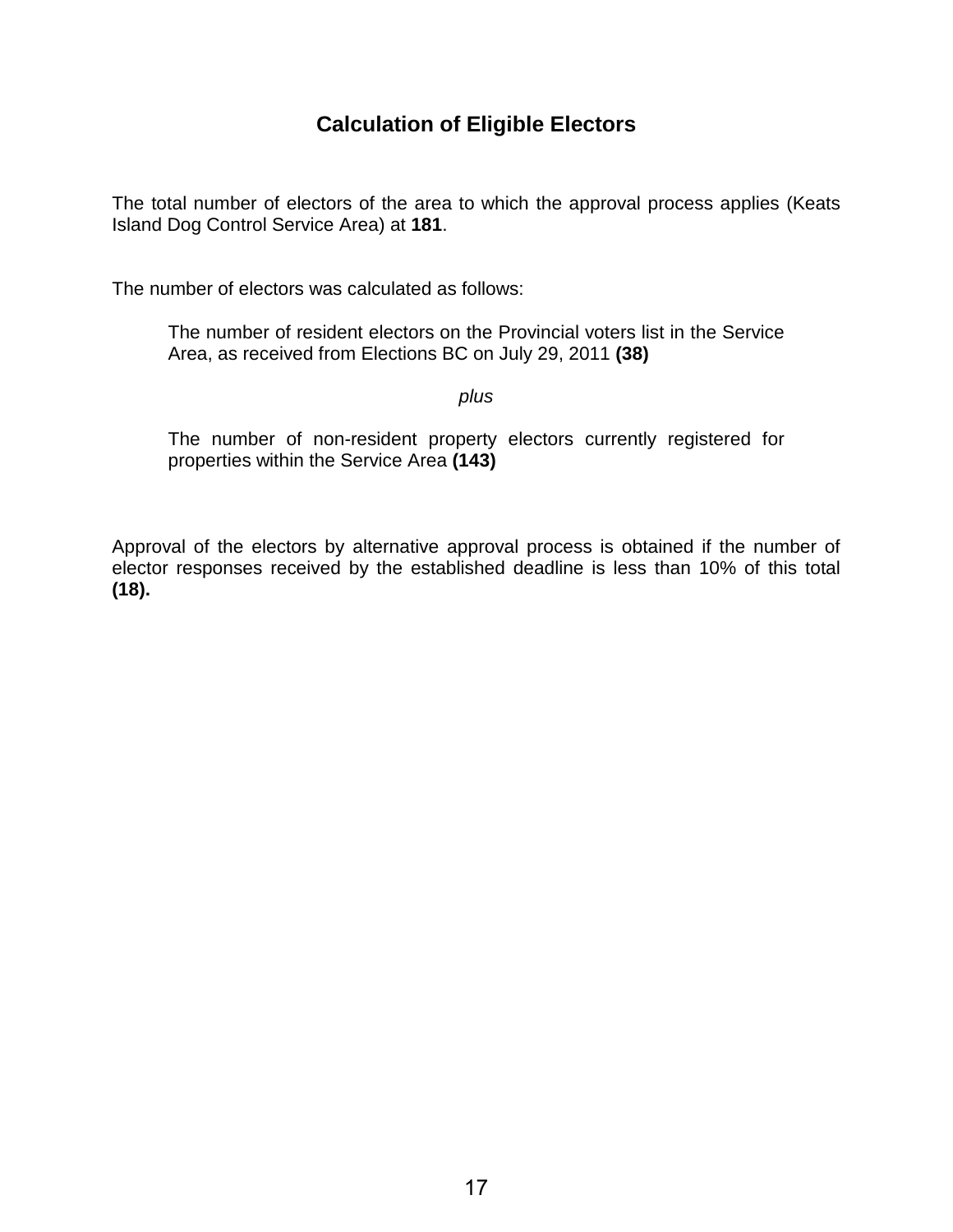## Calculation of Eligible Electors

The total number of electors of the area to which the approval process applies (Keats Island Dog Control Service Area) at **181**.

The number of electors was calculated as follows:

> The number of resident electors on the Provincial voters list in the Service Area, as received from Elections BC on July 29, 2011 **(38)**
>
> *plus*
>
> The number of non-resident property electors currently registered for properties within the Service Area **(143)**

Approval of the electors by alternative approval process is obtained if the number of elector responses received by the established deadline is less than 10% of this total **(18).**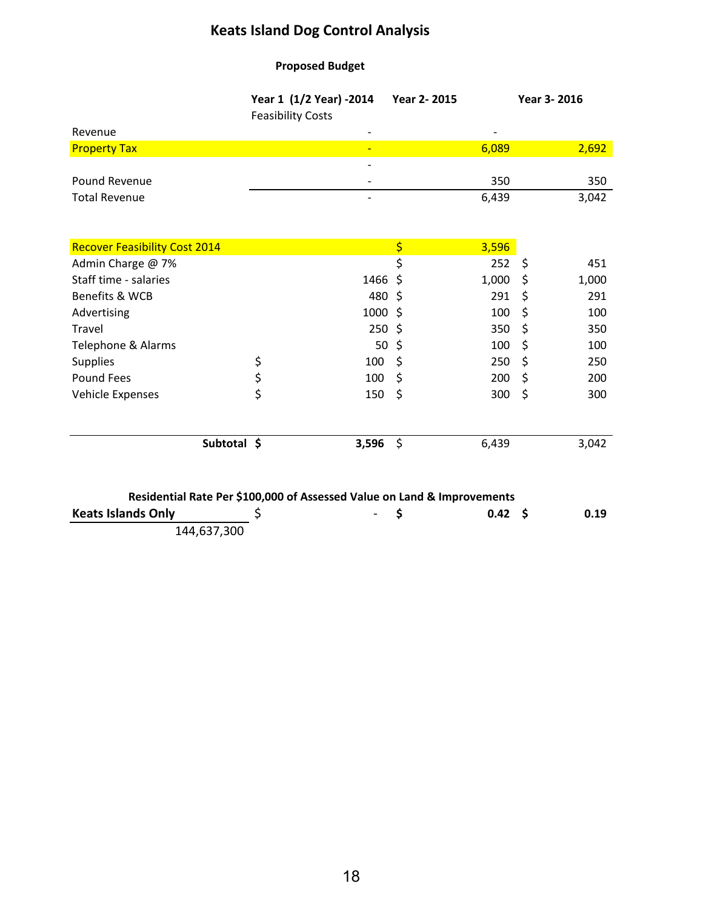# Keats Island Dog Control Analysis

**Proposed Budget**

| | Year 1 (1/2 Year) -2014 Feasibility Costs | Year 2- 2015 | Year 3- 2016 |
|---|---|---|---|
| Revenue | - | - | |
| Property Tax | - | 6,089 | 2,692 |
| | - | | |
| Pound Revenue | - | 350 | 350 |
| Total Revenue | - | 6,439 | 3,042 |
| | | | |
| Recover Feasibility Cost 2014 | | $ 3,596 | |
| Admin Charge @ 7% | | $ 252 | $ 451 |
| Staff time - salaries | 1466 | $ 1,000 | $ 1,000 |
| Benefits & WCB | 480 | $ 291 | $ 291 |
| Advertising | 1000 | $ 100 | $ 100 |
| Travel | 250 | $ 350 | $ 350 |
| Telephone & Alarms | 50 | $ 100 | $ 100 |
| Supplies | $ 100 | $ 250 | $ 250 |
| Pound Fees | $ 100 | $ 200 | $ 200 |
| Vehicle Expenses | $ 150 | $ 300 | $ 300 |
| **Subtotal** | **$ 3,596** | $ 6,439 | 3,042 |

**Residential Rate Per $100,000 of Assessed Value on Land & Improvements**

| | | | |
|---|---|---|---|
| **Keats Islands Only** | $ - | **$ 0.42** | **$ 0.19** |
| 144,637,300 | | | |